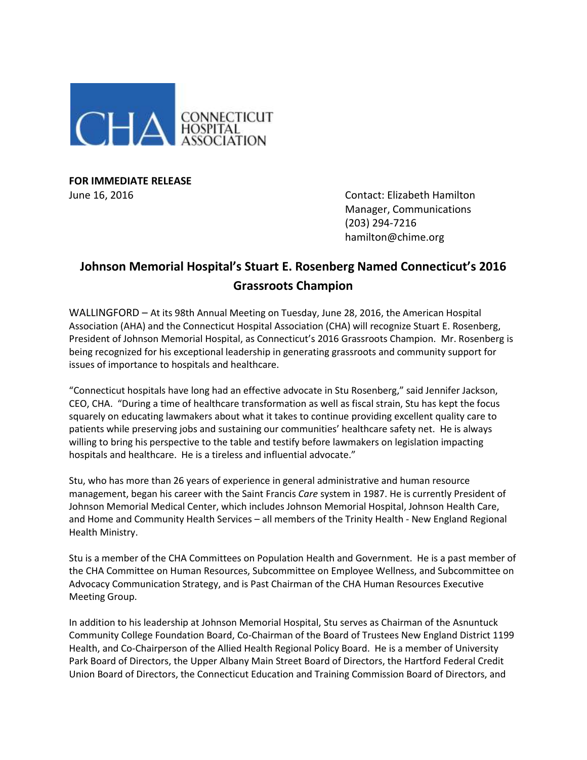CONNECTICUT HOSPITAL ASSOCIATION

**FOR IMMEDIATE RELEASE**
June 16, 2016

Contact: Elizabeth Hamilton
Manager, Communications
(203) 294-7216
hamilton@chime.org

# Johnson Memorial Hospital's Stuart E. Rosenberg Named Connecticut's 2016 Grassroots Champion

WALLINGFORD – At its 98th Annual Meeting on Tuesday, June 28, 2016, the American Hospital Association (AHA) and the Connecticut Hospital Association (CHA) will recognize Stuart E. Rosenberg, President of Johnson Memorial Hospital, as Connecticut's 2016 Grassroots Champion. Mr. Rosenberg is being recognized for his exceptional leadership in generating grassroots and community support for issues of importance to hospitals and healthcare.

"Connecticut hospitals have long had an effective advocate in Stu Rosenberg," said Jennifer Jackson, CEO, CHA. "During a time of healthcare transformation as well as fiscal strain, Stu has kept the focus squarely on educating lawmakers about what it takes to continue providing excellent quality care to patients while preserving jobs and sustaining our communities' healthcare safety net. He is always willing to bring his perspective to the table and testify before lawmakers on legislation impacting hospitals and healthcare. He is a tireless and influential advocate."

Stu, who has more than 26 years of experience in general administrative and human resource management, began his career with the Saint Francis *Care* system in 1987. He is currently President of Johnson Memorial Medical Center, which includes Johnson Memorial Hospital, Johnson Health Care, and Home and Community Health Services – all members of the Trinity Health - New England Regional Health Ministry.

Stu is a member of the CHA Committees on Population Health and Government. He is a past member of the CHA Committee on Human Resources, Subcommittee on Employee Wellness, and Subcommittee on Advocacy Communication Strategy, and is Past Chairman of the CHA Human Resources Executive Meeting Group.

In addition to his leadership at Johnson Memorial Hospital, Stu serves as Chairman of the Asnuntuck Community College Foundation Board, Co-Chairman of the Board of Trustees New England District 1199 Health, and Co-Chairperson of the Allied Health Regional Policy Board. He is a member of University Park Board of Directors, the Upper Albany Main Street Board of Directors, the Hartford Federal Credit Union Board of Directors, the Connecticut Education and Training Commission Board of Directors, and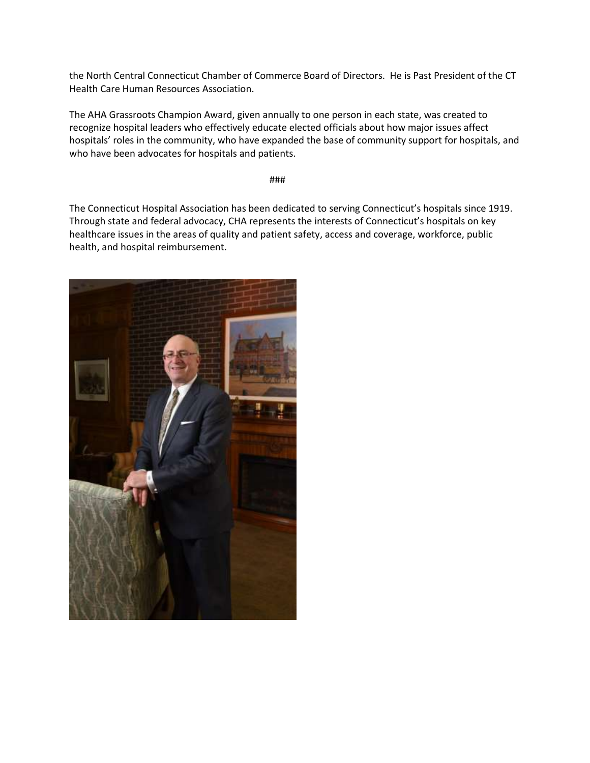the North Central Connecticut Chamber of Commerce Board of Directors. He is Past President of the CT Health Care Human Resources Association.

The AHA Grassroots Champion Award, given annually to one person in each state, was created to recognize hospital leaders who effectively educate elected officials about how major issues affect hospitals' roles in the community, who have expanded the base of community support for hospitals, and who have been advocates for hospitals and patients.

###

The Connecticut Hospital Association has been dedicated to serving Connecticut's hospitals since 1919. Through state and federal advocacy, CHA represents the interests of Connecticut's hospitals on key healthcare issues in the areas of quality and patient safety, access and coverage, workforce, public health, and hospital reimbursement.